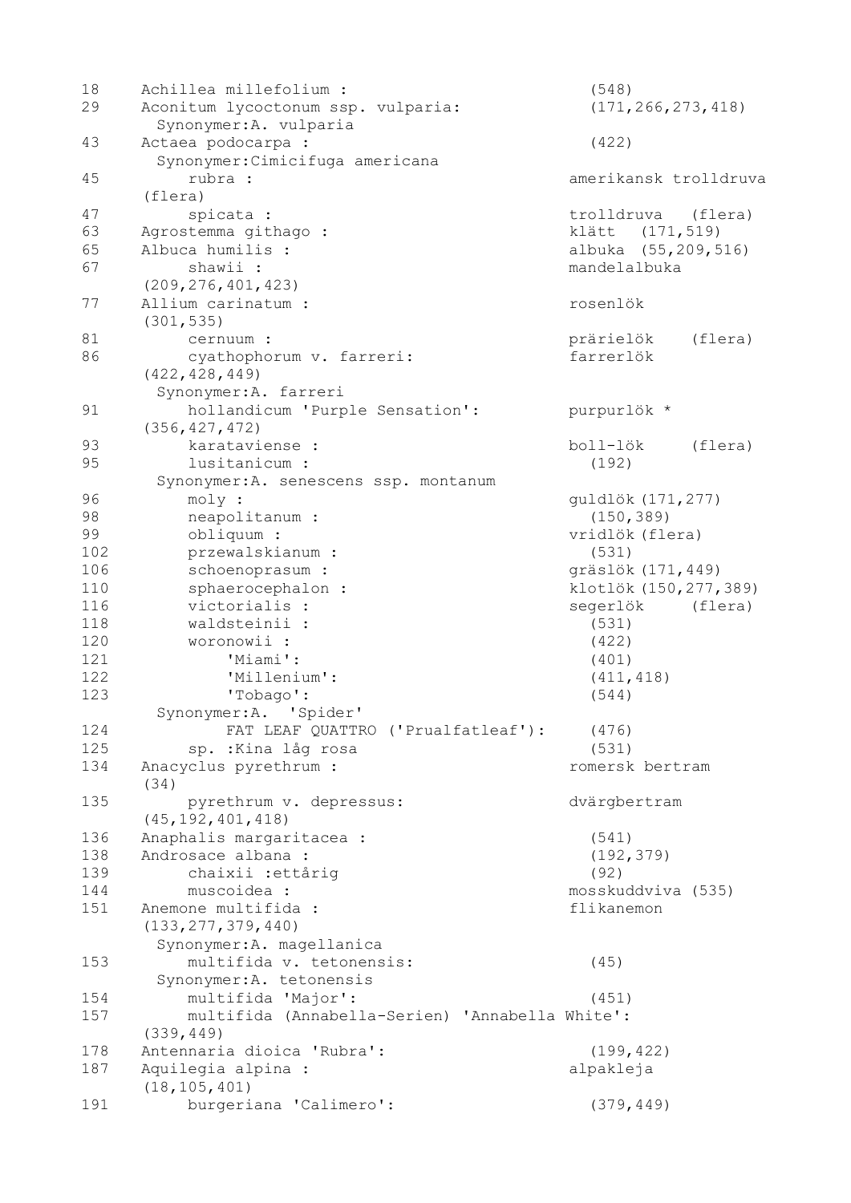```
18    Achillea millefolium :                        (548)
29    Aconitum lycoctonum ssp. vulparia:            (171,266,273,418)
        Synonymer:A. vulparia
43    Actaea podocarpa :                            (422)
        Synonymer:Cimicifuga americana
45        rubra :                                   amerikansk trolldruva
      (flera)
47        spicata :                                 trolldruva   (flera)
63    Agrostemma githago :                          klätt  (171,519)
65    Albuca humilis :                              albuka  (55,209,516)
67        shawii :                                  mandelalbuka
      (209,276,401,423)
77    Allium carinatum :                            rosenlök
      (301,535)
81        cernuum :                                 prärielök    (flera)
86        cyathophorum v. farreri:                  farrerlök
      (422,428,449)
        Synonymer:A. farreri
91        hollandicum 'Purple Sensation':           purpurlök *
      (356,427,472)
93        karataviense :                            boll-lök     (flera)
95        lusitanicum :                               (192)
        Synonymer:A. senescens ssp. montanum
96        moly :                                    guldlök(171,277)
98        neapolitanum :                              (150,389)
99        obliquum :                                vridlök(flera)
102       przewalskianum :                            (531)
106       schoenoprasum :                           gräslök(171,449)
110       sphaerocephalon :                         klotlök(150,277,389)
116       victorialis :                             segerlök     (flera)
118       waldsteinii :                               (531)
120       woronowii :                                 (422)
121           'Miami':                                (401)
122           'Millenium':                            (411,418)
123           'Tobago':                               (544)
        Synonymer:A.  'Spider'
124           FAT LEAF QUATTRO ('Prualfatleaf'):      (476)
125       sp. :Kina låg rosa                          (531)
134   Anacyclus pyrethrum :                         romersk bertram
      (34)
135       pyrethrum v. depressus:                   dvärgbertram
      (45,192,401,418)
136   Anaphalis margaritacea :                        (541)
138   Androsace albana :                              (192,379)
139       chaixii :ettårig                            (92)
144       muscoidea :                               mosskuddviva (535)
151   Anemone multifida :                           flikanemon
      (133,277,379,440)
        Synonymer:A. magellanica
153       multifida v. tetonensis:                    (45)
        Synonymer:A. tetonensis
154       multifida 'Major':                          (451)
157       multifida (Annabella-Serien) 'Annabella White':
      (339,449)
178   Antennaria dioica 'Rubra':                      (199,422)
187   Aquilegia alpina :                            alpakleja
      (18,105,401)
191       burgeriana 'Calimero':                      (379,449)
```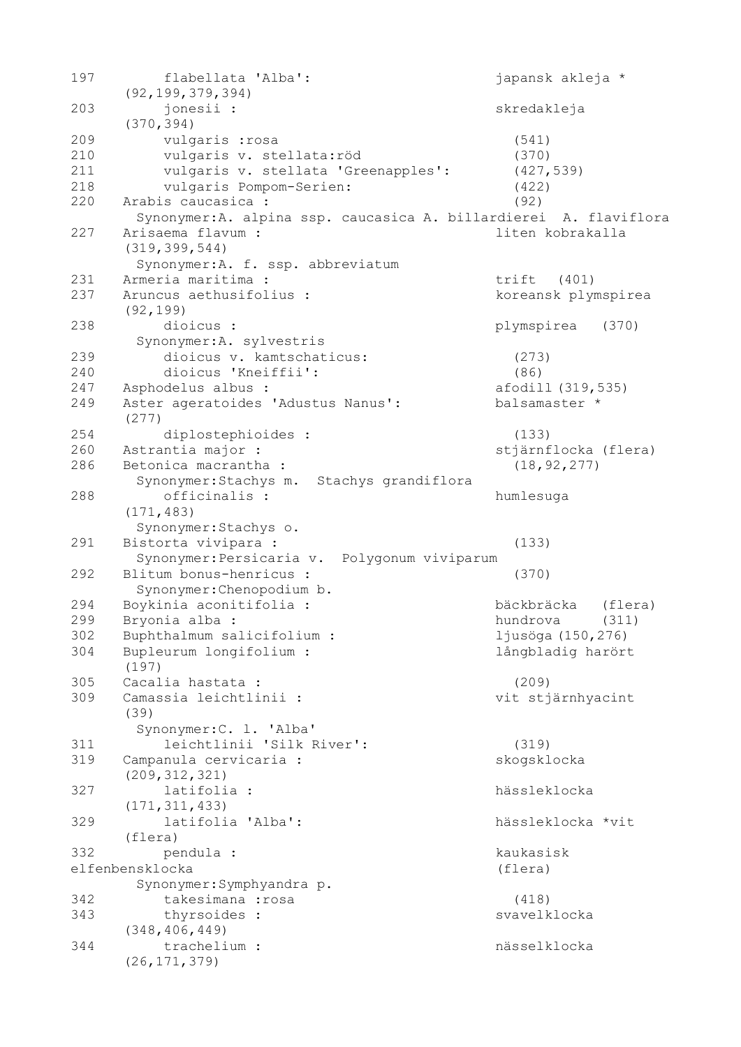```
197        flabellata 'Alba':                        japansk akleja *
      (92,199,379,394)
203        jonesii :                                 skredakleja
      (370,394)
209        vulgaris :rosa                              (541)
210        vulgaris v. stellata:röd                    (370)
211        vulgaris v. stellata 'Greenapples':         (427,539)
218        vulgaris Pompom-Serien:                     (422)
220   Arabis caucasica :                               (92)
        Synonymer:A. alpina ssp. caucasica A. billardierei  A. flaviflora
227   Arisaema flavum :                              liten kobrakalla
      (319,399,544)
        Synonymer:A. f. ssp. abbreviatum
231   Armeria maritima :                             trift  (401)
237   Aruncus aethusifolius :                        koreansk plymspirea
      (92,199)
238        dioicus :                                 plymspirea   (370)
        Synonymer:A. sylvestris
239        dioicus v. kamtschaticus:                   (273)
240        dioicus 'Kneiffii':                         (86)
247   Asphodelus albus :                             afodill (319,535)
249   Aster ageratoides 'Adustus Nanus':             balsamaster *
      (277)
254        diplostephioides :                          (133)
260   Astrantia major :                              stjärnflocka (flera)
286   Betonica macrantha :                             (18,92,277)
        Synonymer:Stachys m.  Stachys grandiflora
288        officinalis :                             humlesuga
      (171,483)
        Synonymer:Stachys o.
291   Bistorta vivipara :                              (133)
        Synonymer:Persicaria v.  Polygonum viviparum
292   Blitum bonus-henricus :                          (370)
        Synonymer:Chenopodium b.
294   Boykinia aconitifolia :                        bäckbräcka   (flera)
299   Bryonia alba :                                 hundrova     (311)
302   Buphthalmum salicifolium :                     ljusöga (150,276)
304   Bupleurum longifolium :                        långbladig harört
      (197)
305   Cacalia hastata :                                (209)
309   Camassia leichtlinii :                         vit stjärnhyacint
      (39)
        Synonymer:C. l. 'Alba'
311        leichtlinii 'Silk River':                   (319)
319   Campanula cervicaria :                         skogsklocka
      (209,312,321)
327        latifolia :                               hässleklocka
      (171,311,433)
329        latifolia 'Alba':                         hässleklocka *vit
      (flera)
332        pendula :                                 kaukasisk
elfenbensklocka                                      (flera)
        Synonymer:Symphyandra p.
342        takesimana :rosa                            (418)
343        thyrsoides :                              svavelklocka
      (348,406,449)
344        trachelium :                              nässelklocka
      (26,171,379)
```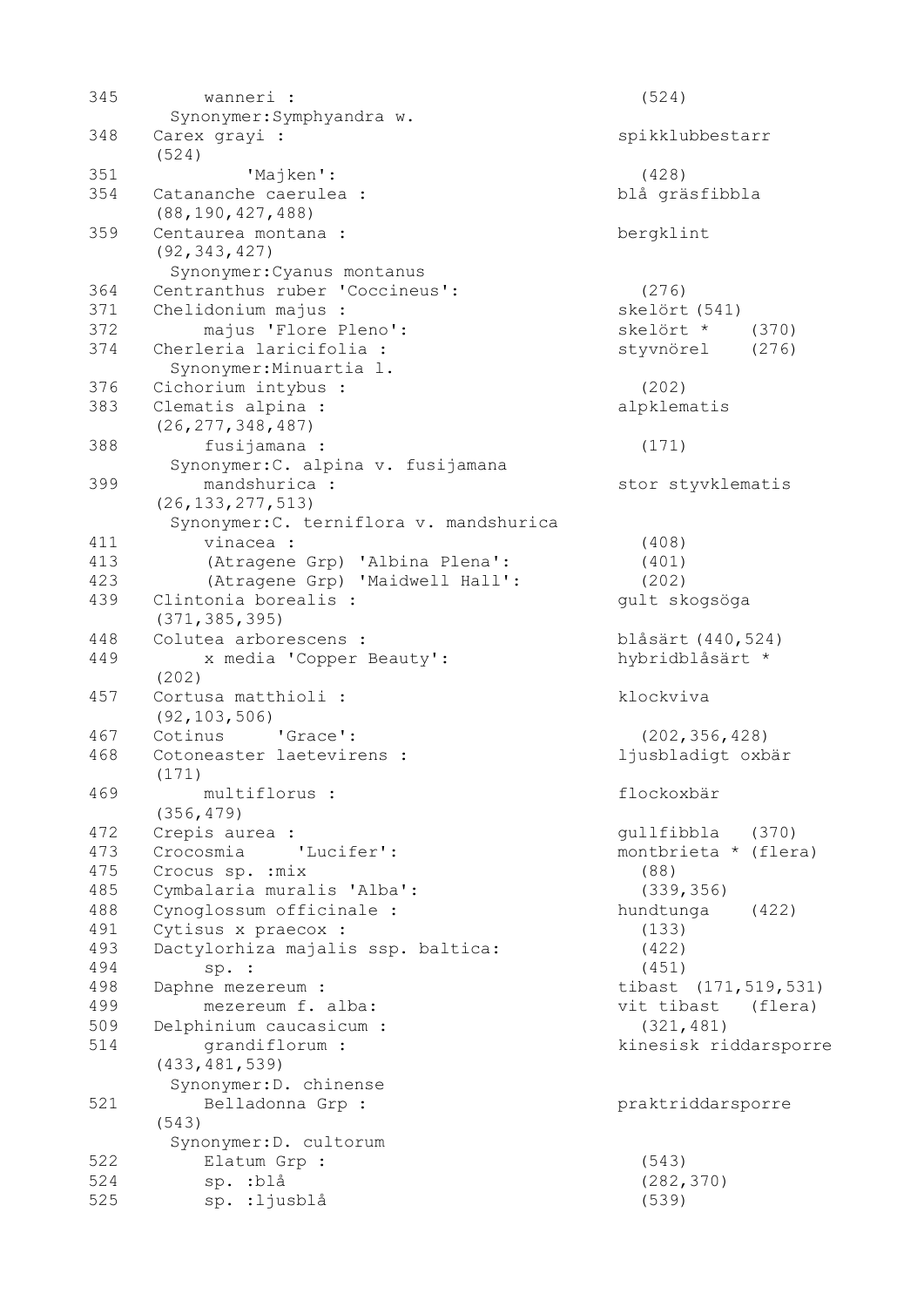```
345      wanneri :                                   (524)
       Synonymer:Symphyandra w.
348   Carex grayi :                                spikklubbestarr
      (524)
351           'Majken':                              (428)
354   Catananche caerulea :                        blå gräsfibbla
      (88,190,427,488)
359   Centaurea montana :                          bergklint
      (92,343,427)
       Synonymer:Cyanus montanus
364   Centranthus ruber 'Coccineus':                 (276)
371   Chelidonium majus :                          skelört (541)
372      majus 'Flore Pleno':                      skelört *    (370)
374   Cherleria laricifolia :                      styvnörel    (276)
       Synonymer:Minuartia l.
376   Cichorium intybus :                            (202)
383   Clematis alpina :                            alpklematis
      (26,277,348,487)
388      fusijamana :                                (171)
       Synonymer:C. alpina v. fusijamana
399      mandshurica :                             stor styvklematis
      (26,133,277,513)
       Synonymer:C. terniflora v. mandshurica
411      vinacea :                                   (408)
413      (Atragene Grp) 'Albina Plena':              (401)
423      (Atragene Grp) 'Maidwell Hall':             (202)
439   Clintonia borealis :                         gult skogsöga
      (371,385,395)
448   Colutea arborescens :                        blåsärt (440,524)
449      x media 'Copper Beauty':                  hybridblåsärt *
      (202)
457   Cortusa matthioli :                          klockviva
      (92,103,506)
467   Cotinus     'Grace':                           (202,356,428)
468   Cotoneaster laetevirens :                    ljusbladigt oxbär
      (171)
469      multiflorus :                             flockoxbär
      (356,479)
472   Crepis aurea :                               gullfibbla   (370)
473   Crocosmia     'Lucifer':                     montbrieta * (flera)
475   Crocus sp. :mix                                (88)
485   Cymbalaria muralis 'Alba':                     (339,356)
488   Cynoglossum officinale :                     hundtunga    (422)
491   Cytisus x praecox :                            (133)
493   Dactylorhiza majalis ssp. baltica:             (422)
494      sp. :                                       (451)
498   Daphne mezereum :                            tibast  (171,519,531)
499      mezereum f. alba:                         vit tibast   (flera)
509   Delphinium caucasicum :                        (321,481)
514      grandiflorum :                            kinesisk riddarsporre
      (433,481,539)
       Synonymer:D. chinense
521      Belladonna Grp :                          praktriddarsporre
      (543)
       Synonymer:D. cultorum
522      Elatum Grp :                                (543)
524      sp. :blå                                    (282,370)
525      sp. :ljusblå                                (539)
```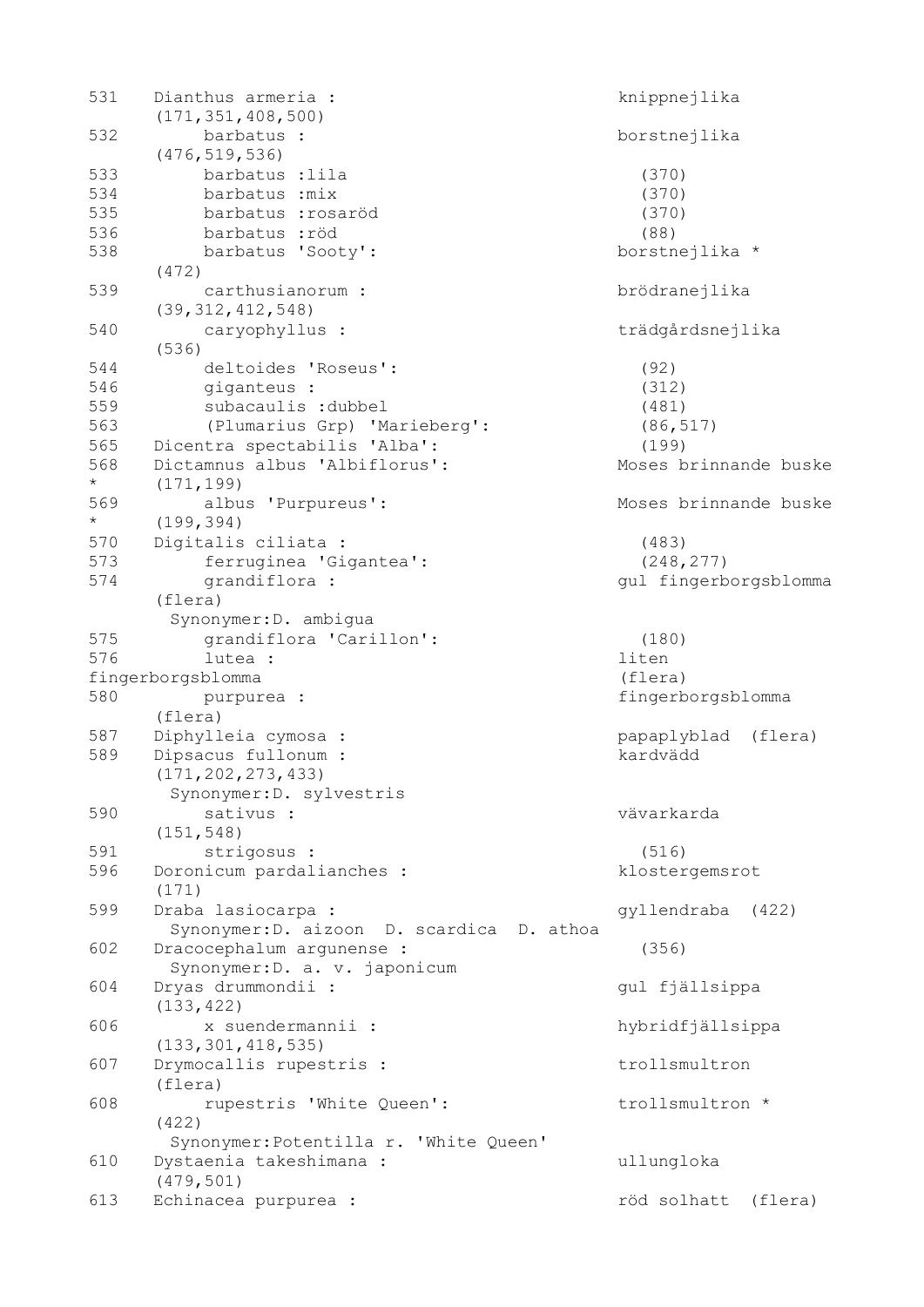```
531   Dianthus armeria :                              knippnejlika
      (171,351,408,500)
532       barbatus :                                  borstnejlika
      (476,519,536)
533       barbatus :lila                                (370)
534       barbatus :mix                                 (370)
535       barbatus :rosaröd                             (370)
536       barbatus :röd                                 (88)
538       barbatus 'Sooty':                           borstnejlika *
      (472)
539       carthusianorum :                            brödranejlika
      (39,312,412,548)
540       caryophyllus :                              trädgårdsnejlika
      (536)
544       deltoides 'Roseus':                           (92)
546       giganteus :                                   (312)
559       subacaulis :dubbel                            (481)
563       (Plumarius Grp) 'Marieberg':                  (86,517)
565   Dicentra spectabilis 'Alba':                      (199)
568   Dictamnus albus 'Albiflorus':                   Moses brinnande buske
*     (171,199)
569       albus 'Purpureus':                          Moses brinnande buske
*     (199,394)
570   Digitalis ciliata :                               (483)
573       ferruginea 'Gigantea':                        (248,277)
574       grandiflora :                               gul fingerborgsblomma
      (flera)
        Synonymer:D. ambigua
575       grandiflora 'Carillon':                       (180)
576       lutea :                                     liten
fingerborgsblomma                                     (flera)
580       purpurea :                                  fingerborgsblomma
      (flera)
587   Diphylleia cymosa :                             papaplyblad  (flera)
589   Dipsacus fullonum :                             kardvädd
      (171,202,273,433)
        Synonymer:D. sylvestris
590       sativus :                                   vävarkarda
      (151,548)
591       strigosus :                                   (516)
596   Doronicum pardalianches :                       klostergemsrot
      (171)
599   Draba lasiocarpa :                              gyllendraba  (422)
        Synonymer:D. aizoon  D. scardica  D. athoa
602   Dracocephalum argunense :                         (356)
        Synonymer:D. a. v. japonicum
604   Dryas drummondii :                              gul fjällsippa
      (133,422)
606       x suendermannii :                           hybridfjällsippa
      (133,301,418,535)
607   Drymocallis rupestris :                         trollsmultron
      (flera)
608       rupestris 'White Queen':                    trollsmultron *
      (422)
        Synonymer:Potentilla r. 'White Queen'
610   Dystaenia takeshimana :                         ullungloka
      (479,501)
613   Echinacea purpurea :                            röd solhatt  (flera)
```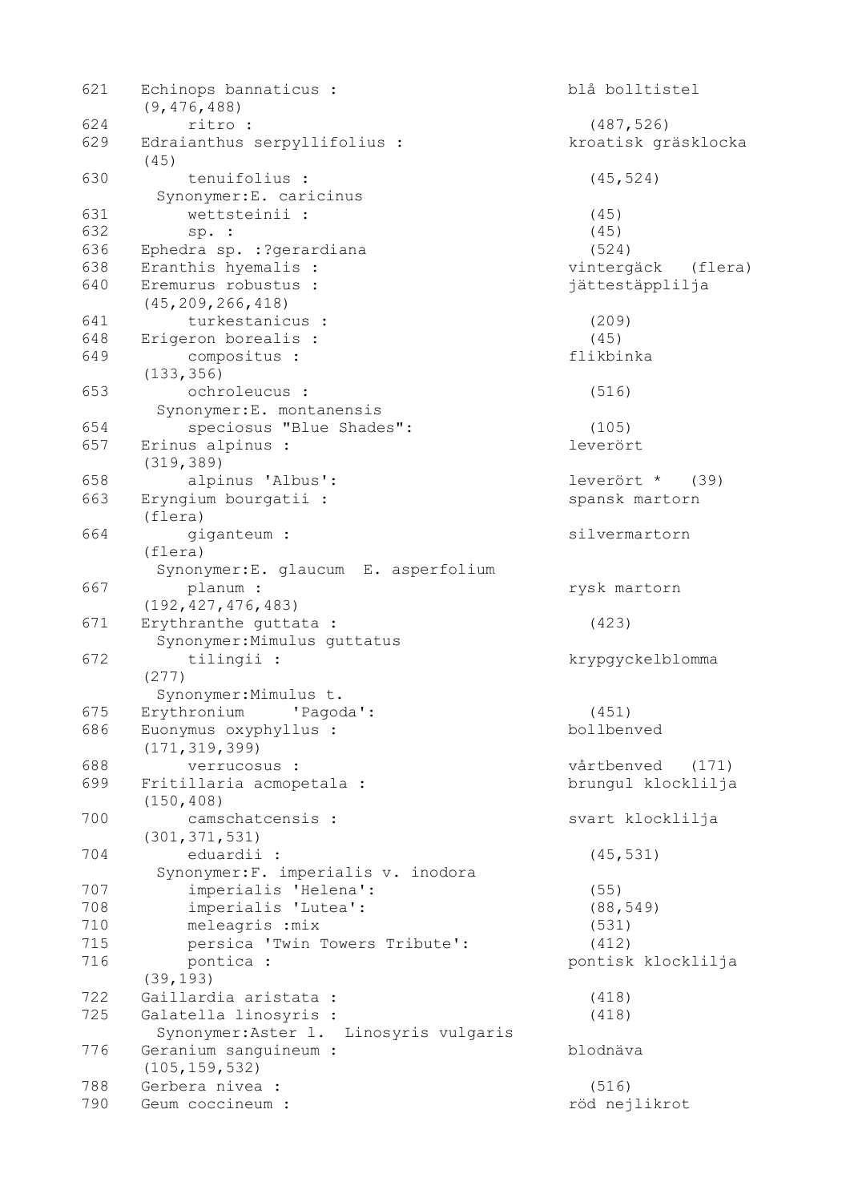```
621   Echinops bannaticus :                         blå bolltistel
      (9,476,488)
624       ritro :                                     (487,526)
629   Edraianthus serpyllifolius :                  kroatisk gräsklocka
      (45)
630       tenuifolius :                               (45,524)
        Synonymer:E. caricinus
631       wettsteinii :                               (45)
632       sp. :                                       (45)
636   Ephedra sp. :?gerardiana                        (524)
638   Eranthis hyemalis :                           vintergäck   (flera)
640   Eremurus robustus :                           jättestäpplilja
      (45,209,266,418)
641       turkestanicus :                             (209)
648   Erigeron borealis :                             (45)
649       compositus :                              flikbinka
      (133,356)
653       ochroleucus :                               (516)
        Synonymer:E. montanensis
654       speciosus "Blue Shades":                    (105)
657   Erinus alpinus :                              leverört
      (319,389)
658       alpinus 'Albus':                          leverört *   (39)
663   Eryngium bourgatii :                          spansk martorn
      (flera)
664       giganteum :                               silvermartorn
      (flera)
        Synonymer:E. glaucum  E. asperfolium
667       planum :                                  rysk martorn
      (192,427,476,483)
671   Erythranthe guttata :                           (423)
        Synonymer:Mimulus guttatus
672       tilingii :                                krypgyckelblomma
      (277)
        Synonymer:Mimulus t.
675   Erythronium     'Pagoda':                       (451)
686   Euonymus oxyphyllus :                         bollbenved
      (171,319,399)
688       verrucosus :                              vårtbenved   (171)
699   Fritillaria acmopetala :                      brungul klocklilja
      (150,408)
700       camschatcensis :                          svart klocklilja
      (301,371,531)
704       eduardii :                                  (45,531)
        Synonymer:F. imperialis v. inodora
707       imperialis 'Helena':                        (55)
708       imperialis 'Lutea':                         (88,549)
710       meleagris :mix                              (531)
715       persica 'Twin Towers Tribute':              (412)
716       pontica :                                 pontisk klocklilja
      (39,193)
722   Gaillardia aristata :                           (418)
725   Galatella linosyris :                           (418)
        Synonymer:Aster l.  Linosyris vulgaris
776   Geranium sanguineum :                         blodnäva
      (105,159,532)
788   Gerbera nivea :                                 (516)
790   Geum coccineum :                              röd nejlikrot
```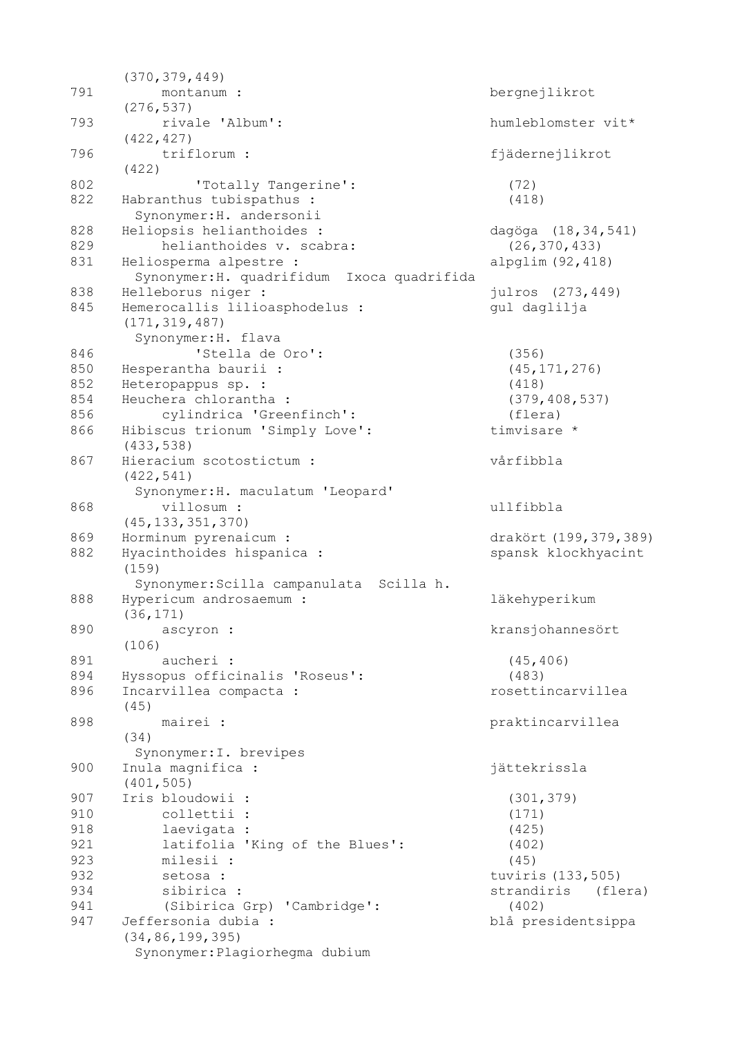```
      (370,379,449)
791        montanum :                               bergnejlikrot
      (276,537)
793        rivale 'Album':                          humleblomster vit*
      (422,427)
796        triflorum :                              fjädernejlikrot
      (422)
802            'Totally Tangerine':                   (72)
822   Habranthus tubispathus :                        (418)
        Synonymer:H. andersonii
828   Heliopsis helianthoides :                     dagöga  (18,34,541)
829        helianthoides v. scabra:                   (26,370,433)
831   Heliosperma alpestre :                        alpglim (92,418)
        Synonymer:H. quadrifidum  Ixoca quadrifida
838   Helleborus niger :                            julros  (273,449)
845   Hemerocallis lilioasphodelus :                gul daglilja
      (171,319,487)
        Synonymer:H. flava
846            'Stella de Oro':                       (356)
850   Hesperantha baurii :                            (45,171,276)
852   Heteropappus sp. :                              (418)
854   Heuchera chlorantha :                           (379,408,537)
856        cylindrica 'Greenfinch':                   (flera)
866   Hibiscus trionum 'Simply Love':               timvisare *
      (433,538)
867   Hieracium scotostictum :                      vårfibbla
      (422,541)
        Synonymer:H. maculatum 'Leopard'
868        villosum :                               ullfibbla
      (45,133,351,370)
869   Horminum pyrenaicum :                         drakört (199,379,389)
882   Hyacinthoides hispanica :                     spansk klockhyacint
      (159)
        Synonymer:Scilla campanulata  Scilla h.
888   Hypericum androsaemum :                       läkehyperikum
      (36,171)
890        ascyron :                                kransjohannesört
      (106)
891        aucheri :                                  (45,406)
894   Hyssopus officinalis 'Roseus':                  (483)
896   Incarvillea compacta :                        rosettincarvillea
      (45)
898        mairei :                                 praktincarvillea
      (34)
        Synonymer:I. brevipes
900   Inula magnifica :                             jättekrissla
      (401,505)
907   Iris bloudowii :                                (301,379)
910        collettii :                                (171)
918        laevigata :                                (425)
921        latifolia 'King of the Blues':             (402)
923        milesii :                                  (45)
932        setosa :                                 tuviris (133,505)
934        sibirica :                               strandiris   (flera)
941        (Sibirica Grp) 'Cambridge':                (402)
947   Jeffersonia dubia :                           blå presidentsippa
      (34,86,199,395)
        Synonymer:Plagiorhegma dubium
```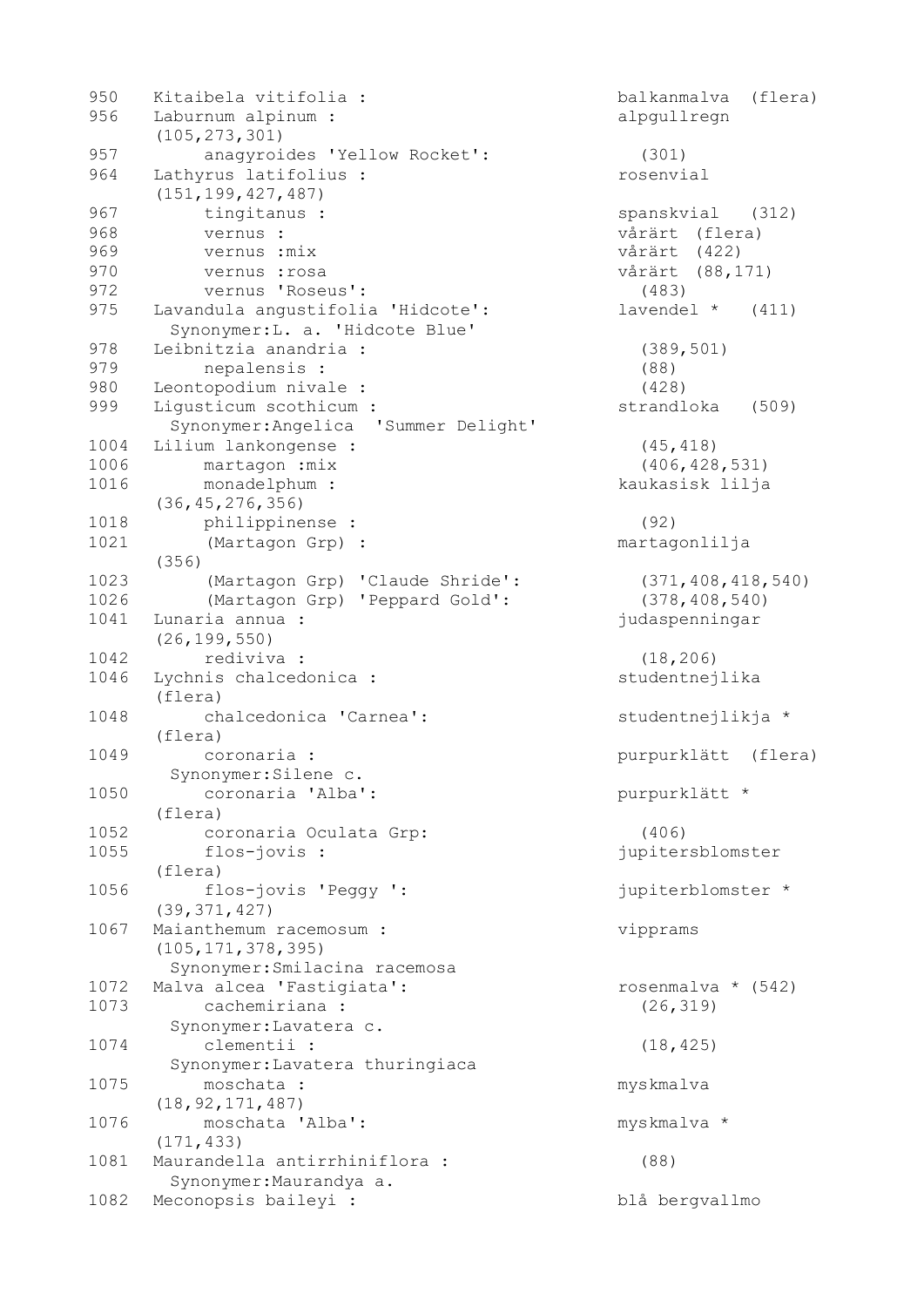```
950   Kitaibela vitifolia :                          balkanmalva  (flera)
956   Laburnum alpinum :                             alpgullregn
      (105,273,301)
957       anagyroides 'Yellow Rocket':                 (301)
964   Lathyrus latifolius :                          rosenvial
      (151,199,427,487)
967       tingitanus :                               spanskvial   (312)
968       vernus :                                   vårärt  (flera)
969       vernus :mix                                vårärt  (422)
970       vernus :rosa                               vårärt  (88,171)
972       vernus 'Roseus':                             (483)
975   Lavandula angustifolia 'Hidcote':              lavendel *   (411)
        Synonymer:L. a. 'Hidcote Blue'
978   Leibnitzia anandria :                            (389,501)
979       nepalensis :                                 (88)
980   Leontopodium nivale :                            (428)
999   Ligusticum scothicum :                         strandloka   (509)
        Synonymer:Angelica  'Summer Delight'
1004  Lilium lankongense :                             (45,418)
1006      martagon :mix                                (406,428,531)
1016      monadelphum :                              kaukasisk lilja
      (36,45,276,356)
1018      philippinense :                              (92)
1021      (Martagon Grp) :                           martagonlilja
      (356)
1023      (Martagon Grp) 'Claude Shride':              (371,408,418,540)
1026      (Martagon Grp) 'Peppard Gold':               (378,408,540)
1041  Lunaria annua :                                judaspenningar
      (26,199,550)
1042      rediviva :                                   (18,206)
1046  Lychnis chalcedonica :                          studentnejlika
      (flera)
1048      chalcedonica 'Carnea':                     studentnejlikja *
      (flera)
1049      coronaria :                                purpurklätt  (flera)
        Synonymer:Silene c.
1050      coronaria 'Alba':                          purpurklätt *
      (flera)
1052      coronaria Oculata Grp:                       (406)
1055      flos-jovis :                               jupitersblomster
      (flera)
1056      flos-jovis 'Peggy ':                       jupiterblomster *
      (39,371,427)
1067  Maianthemum racemosum :                        vipprams
      (105,171,378,395)
        Synonymer:Smilacina racemosa
1072  Malva alcea 'Fastigiata':                      rosenmalva * (542)
1073      cachemiriana :                               (26,319)
        Synonymer:Lavatera c.
1074      clementii :                                  (18,425)
        Synonymer:Lavatera thuringiaca
1075      moschata :                                 myskmalva
      (18,92,171,487)
1076      moschata 'Alba':                           myskmalva *
      (171,433)
1081  Maurandella antirrhiniflora :                    (88)
        Synonymer:Maurandya a.
1082  Meconopsis baileyi :                           blå bergvallmo
```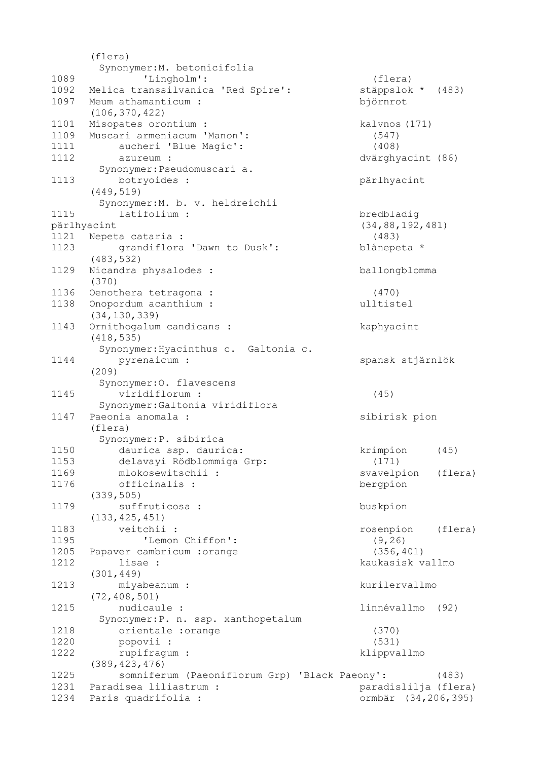```
      (flera)
        Synonymer:M. betonicifolia
1089          'Lingholm':                          (flera)
1092  Melica transsilvanica 'Red Spire':          stäppslok *  (483)
1097  Meum athamanticum :                         björnrot
      (106,370,422)
1101  Misopates orontium :                        kalvnos (171)
1109  Muscari armeniacum 'Manon':                   (547)
1111      aucheri 'Blue Magic':                     (408)
1112      azureum :                               dvärghyacint (86)
        Synonymer:Pseudomuscari a.
1113      botryoides :                            pärlhyacint
      (449,519)
        Synonymer:M. b. v. heldreichii
1115      latifolium :                            bredbladig
pärlhyacint                                       (34,88,192,481)
1121  Nepeta cataria :                              (483)
1123      grandiflora 'Dawn to Dusk':             blånepeta *
      (483,532)
1129  Nicandra physalodes :                       ballongblomma
      (370)
1136  Oenothera tetragona :                         (470)
1138  Onopordum acanthium :                       ulltistel
      (34,130,339)
1143  Ornithogalum candicans :                    kaphyacint
      (418,535)
        Synonymer:Hyacinthus c.  Galtonia c.
1144      pyrenaicum :                            spansk stjärnlök
      (209)
        Synonymer:O. flavescens
1145      viridiflorum :                            (45)
        Synonymer:Galtonia viridiflora
1147  Paeonia anomala :                           sibirisk pion
      (flera)
        Synonymer:P. sibirica
1150      daurica ssp. daurica:                   krimpion     (45)
1153      delavayi Rödblommiga Grp:                 (171)
1169      mlokosewitschii :                       svavelpion   (flera)
1176      officinalis :                           bergpion
      (339,505)
1179      suffruticosa :                          buskpion
      (133,425,451)
1183      veitchii :                              rosenpion    (flera)
1195          'Lemon Chiffon':                      (9,26)
1205  Papaver cambricum :orange                     (356,401)
1212      lisae :                                 kaukasisk vallmo
      (301,449)
1213      miyabeanum :                            kurilervallmo
      (72,408,501)
1215      nudicaule :                             linnévallmo  (92)
        Synonymer:P. n. ssp. xanthopetalum
1218      orientale :orange                         (370)
1220      popovii :                                 (531)
1222      rupifragum :                            klippvallmo
      (389,423,476)
1225      somniferum (Paeoniflorum Grp) 'Black Paeony':        (483)
1231  Paradisea liliastrum :                      paradislilja (flera)
1234  Paris quadrifolia :                         ormbär  (34,206,395)
```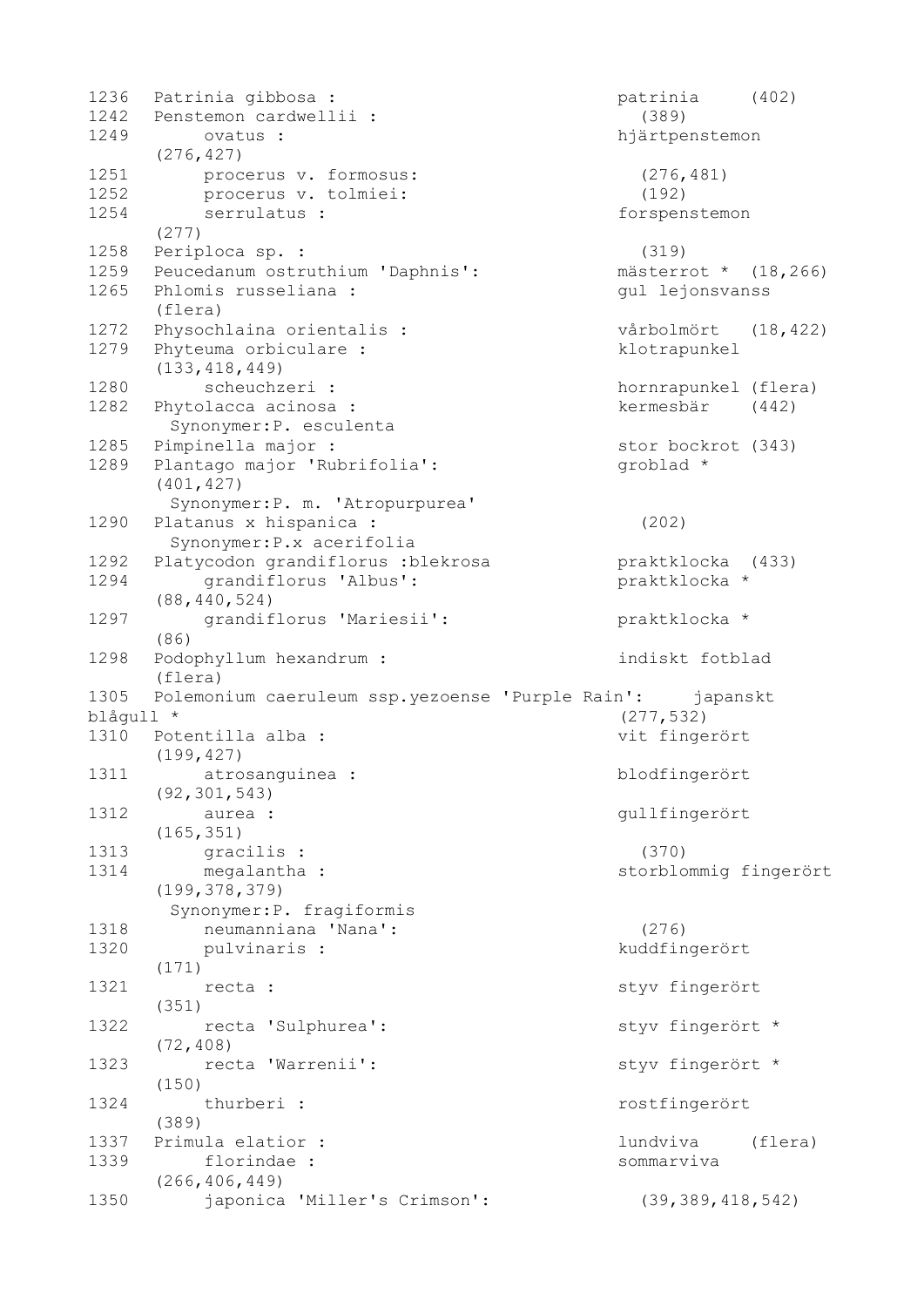```
1236  Patrinia gibbosa :                              patrinia     (402)
1242  Penstemon cardwellii :                            (389)
1249      ovatus :                                    hjärtpenstemon
      (276,427)
1251      procerus v. formosus:                         (276,481)
1252      procerus v. tolmiei:                          (192)
1254      serrulatus :                                forspenstemon
      (277)
1258  Periploca sp. :                                   (319)
1259  Peucedanum ostruthium 'Daphnis':                mästerrot *  (18,266)
1265  Phlomis russeliana :                            gul lejonsvanss
      (flera)
1272  Physochlaina orientalis :                       vårbolmört   (18,422)
1279  Phyteuma orbiculare :                           klotrapunkel
      (133,418,449)
1280      scheuchzeri :                               hornrapunkel (flera)
1282  Phytolacca acinosa :                            kermesbär    (442)
        Synonymer:P. esculenta
1285  Pimpinella major :                              stor bockrot (343)
1289  Plantago major 'Rubrifolia':                    groblad *
      (401,427)
        Synonymer:P. m. 'Atropurpurea'
1290  Platanus x hispanica :                            (202)
        Synonymer:P.x acerifolia
1292  Platycodon grandiflorus :blekrosa               praktklocka  (433)
1294      grandiflorus 'Albus':                       praktklocka *
      (88,440,524)
1297      grandiflorus 'Mariesii':                    praktklocka *
      (86)
1298  Podophyllum hexandrum :                         indiskt fotblad
      (flera)
1305  Polemonium caeruleum ssp.yezoense 'Purple Rain':     japanskt
blågull *                                             (277,532)
1310  Potentilla alba :                               vit fingerört
      (199,427)
1311      atrosanguinea :                             blodfingerört
      (92,301,543)
1312      aurea :                                     gullfingerört
      (165,351)
1313      gracilis :                                    (370)
1314      megalantha :                                storblommig fingerört
      (199,378,379)
        Synonymer:P. fragiformis
1318      neumanniana 'Nana':                           (276)
1320      pulvinaris :                                kuddfingerört
      (171)
1321      recta :                                     styv fingerört
      (351)
1322      recta 'Sulphurea':                          styv fingerört *
      (72,408)
1323      recta 'Warrenii':                           styv fingerört *
      (150)
1324      thurberi :                                  rostfingerört
      (389)
1337  Primula elatior :                               lundviva     (flera)
1339      florindae :                                 sommarviva
      (266,406,449)
1350      japonica 'Miller's Crimson':                  (39,389,418,542)
```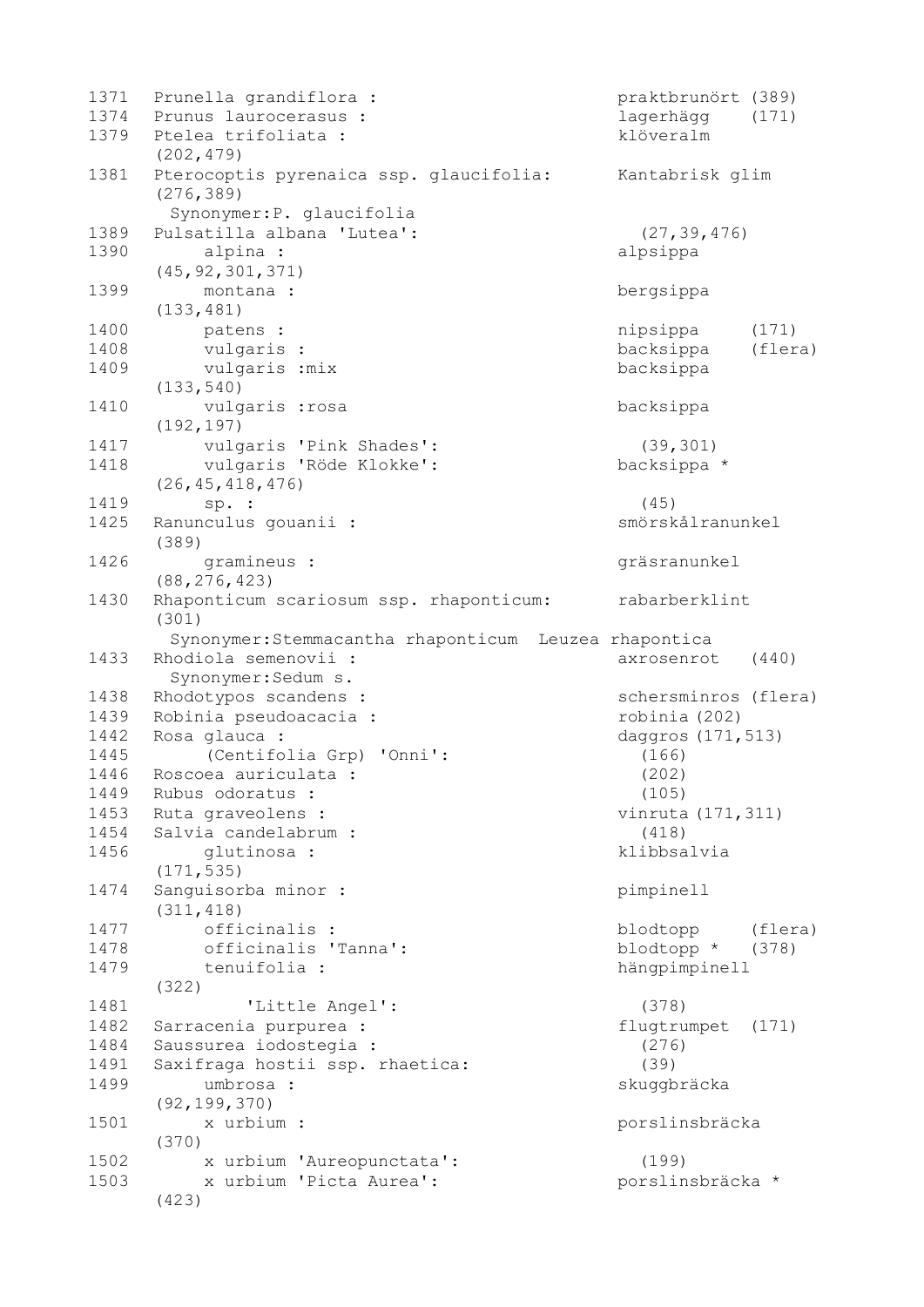```
1371  Prunella grandiflora :                        praktbrunört (389)
1374  Prunus laurocerasus :                         lagerhägg    (171)
1379  Ptelea trifoliata :                           klöveralm
      (202,479)
1381  Pterocoptis pyrenaica ssp. glaucifolia:       Kantabrisk glim
      (276,389)
        Synonymer:P. glaucifolia
1389  Pulsatilla albana 'Lutea':                      (27,39,476)
1390      alpina :                                  alpsippa
      (45,92,301,371)
1399      montana :                                 bergsippa
      (133,481)
1400      patens :                                  nipsippa     (171)
1408      vulgaris :                                backsippa    (flera)
1409      vulgaris :mix                             backsippa
      (133,540)
1410      vulgaris :rosa                            backsippa
      (192,197)
1417      vulgaris 'Pink Shades':                     (39,301)
1418      vulgaris 'Röde Klokke':                   backsippa *
      (26,45,418,476)
1419      sp. :                                       (45)
1425  Ranunculus gouanii :                          smörskålranunkel
      (389)
1426      gramineus :                               gräsranunkel
      (88,276,423)
1430  Rhaponticum scariosum ssp. rhaponticum:       rabarberklint
      (301)
        Synonymer:Stemmacantha rhaponticum  Leuzea rhapontica
1433  Rhodiola semenovii :                          axrosenrot   (440)
        Synonymer:Sedum s.
1438  Rhodotypos scandens :                         schersminros (flera)
1439  Robinia pseudoacacia :                        robinia (202)
1442  Rosa glauca :                                 daggros (171,513)
1445      (Centifolia Grp) 'Onni':                    (166)
1446  Roscoea auriculata :                            (202)
1449  Rubus odoratus :                                (105)
1453  Ruta graveolens :                             vinruta (171,311)
1454  Salvia candelabrum :                            (418)
1456      glutinosa :                               klibbsalvia
      (171,535)
1474  Sanguisorba minor :                           pimpinell
      (311,418)
1477      officinalis :                             blodtopp     (flera)
1478      officinalis 'Tanna':                      blodtopp *   (378)
1479      tenuifolia :                              hängpimpinell
      (322)
1481          'Little Angel':                         (378)
1482  Sarracenia purpurea :                         flugtrumpet  (171)
1484  Saussurea iodostegia :                          (276)
1491  Saxifraga hostii ssp. rhaetica:                 (39)
1499      umbrosa :                                 skuggbräcka
      (92,199,370)
1501      x urbium :                                porslinsbräcka
      (370)
1502      x urbium 'Aureopunctata':                   (199)
1503      x urbium 'Picta Aurea':                   porslinsbräcka *
      (423)
```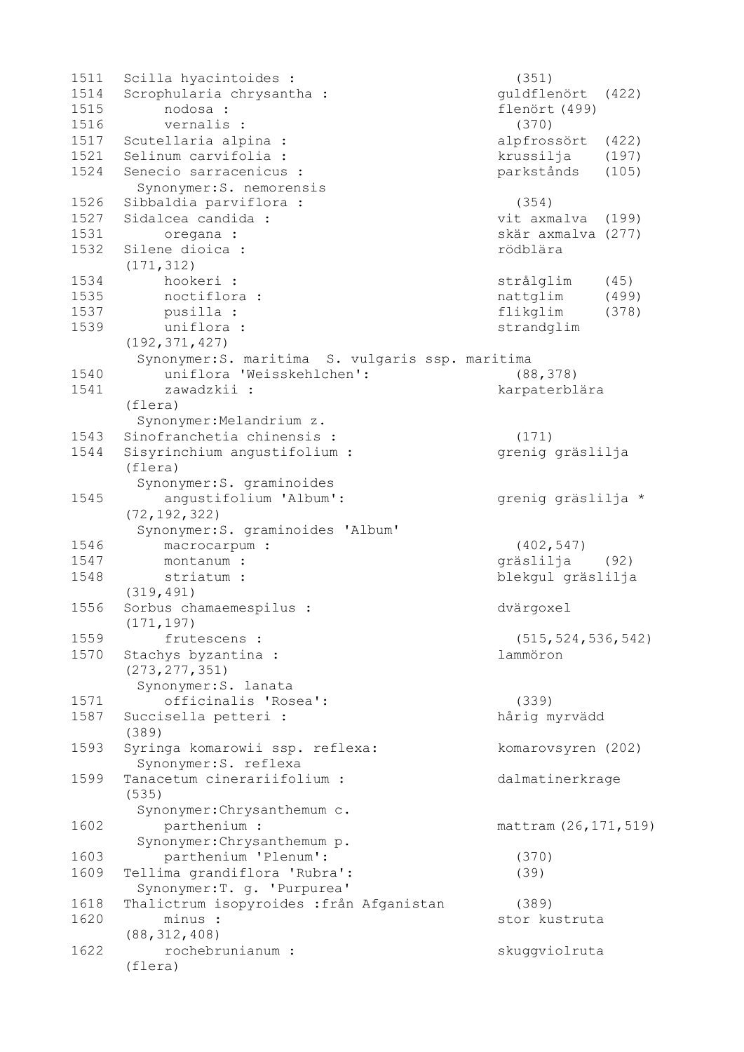```
1511  Scilla hyacintoides :                          (351)
1514  Scrophularia chrysantha :                    guldflenört  (422)
1515      nodosa :                                 flenört (499)
1516      vernalis :                                 (370)
1517  Scutellaria alpina :                         alpfrossört  (422)
1521  Selinum carvifolia :                         krussilja    (197)
1524  Senecio sarracenicus :                       parkstånds   (105)
        Synonymer:S. nemorensis
1526  Sibbaldia parviflora :                         (354)
1527  Sidalcea candida :                           vit axmalva  (199)
1531      oregana :                                skär axmalva (277)
1532  Silene dioica :                              rödblära
      (171,312)
1534      hookeri :                                strålglim    (45)
1535      noctiflora :                             nattglim     (499)
1537      pusilla :                                flikglim     (378)
1539      uniflora :                               strandglim
      (192,371,427)
        Synonymer:S. maritima  S. vulgaris ssp. maritima
1540      uniflora 'Weisskehlchen':                  (88,378)
1541      zawadzkii :                              karpaterblära
      (flera)
        Synonymer:Melandrium z.
1543  Sinofranchetia chinensis :                     (171)
1544  Sisyrinchium angustifolium :                 grenig gräslilja
      (flera)
        Synonymer:S. graminoides
1545      angustifolium 'Album':                   grenig gräslilja *
      (72,192,322)
        Synonymer:S. graminoides 'Album'
1546      macrocarpum :                              (402,547)
1547      montanum :                               gräslilja    (92)
1548      striatum :                               blekgul gräslilja
      (319,491)
1556  Sorbus chamaemespilus :                      dvärgoxel
      (171,197)
1559      frutescens :                               (515,524,536,542)
1570  Stachys byzantina :                          lammöron
      (273,277,351)
        Synonymer:S. lanata
1571      officinalis 'Rosea':                       (339)
1587  Succisella petteri :                         hårig myrvädd
      (389)
1593  Syringa komarowii ssp. reflexa:              komarovsyren (202)
        Synonymer:S. reflexa
1599  Tanacetum cinerariifolium :                  dalmatinerkrage
      (535)
        Synonymer:Chrysanthemum c.
1602      parthenium :                             mattram (26,171,519)
        Synonymer:Chrysanthemum p.
1603      parthenium 'Plenum':                       (370)
1609  Tellima grandiflora 'Rubra':                   (39)
        Synonymer:T. g. 'Purpurea'
1618  Thalictrum isopyroides :från Afganistan       (389)
1620      minus :                                  stor kustruta
      (88,312,408)
1622      rochebrunianum :                         skuggviolruta
      (flera)
```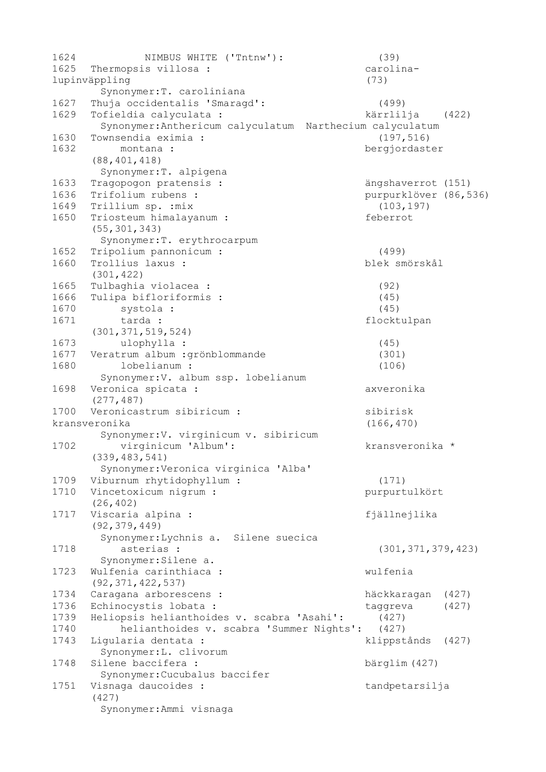```
1624          NIMBUS WHITE ('Tntnw'):               (39)
1625  Thermopsis villosa :                          carolina-
lupinväppling                                       (73)
        Synonymer:T. caroliniana
1627  Thuja occidentalis 'Smaragd':                   (499)
1629  Tofieldia calyculata :                        kärrlilja    (422)
        Synonymer:Anthericum calyculatum  Narthecium calyculatum
1630  Townsendia eximia :                             (197,516)
1632       montana :                                bergjordaster
      (88,401,418)
        Synonymer:T. alpigena
1633  Tragopogon pratensis :                        ängshaverrot (151)
1636  Trifolium rubens :                            purpurklöver (86,536)
1649  Trillium sp. :mix                               (103,197)
1650  Triosteum himalayanum :                       feberrot
      (55,301,343)
        Synonymer:T. erythrocarpum
1652  Tripolium pannonicum :                          (499)
1660  Trollius laxus :                              blek smörskål
      (301,422)
1665  Tulbaghia violacea :                            (92)
1666  Tulipa bifloriformis :                          (45)
1670       systola :                                  (45)
1671       tarda :                                  flocktulpan
      (301,371,519,524)
1673       ulophylla :                                (45)
1677  Veratrum album :grönblommande                   (301)
1680       lobelianum :                               (106)
        Synonymer:V. album ssp. lobelianum
1698  Veronica spicata :                            axveronika
      (277,487)
1700  Veronicastrum sibiricum :                     sibirisk
kransveronika                                       (166,470)
        Synonymer:V. virginicum v. sibiricum
1702       virginicum 'Album':                      kransveronika *
      (339,483,541)
        Synonymer:Veronica virginica 'Alba'
1709  Viburnum rhytidophyllum :                       (171)
1710  Vincetoxicum nigrum :                         purpurtulkört
      (26,402)
1717  Viscaria alpina :                             fjällnejlika
      (92,379,449)
        Synonymer:Lychnis a.  Silene suecica
1718       asterias :                                 (301,371,379,423)
        Synonymer:Silene a.
1723  Wulfenia carinthiaca :                        wulfenia
      (92,371,422,537)
1734  Caragana arborescens :                        häckkaragan  (427)
1736  Echinocystis lobata :                         taggreva     (427)
1739  Heliopsis helianthoides v. scabra 'Asahi':      (427)
1740       helianthoides v. scabra 'Summer Nights':  (427)
1743  Ligularia dentata :                           klippstånds  (427)
        Synonymer:L. clivorum
1748  Silene baccifera :                            bärglim (427)
        Synonymer:Cucubalus baccifer
1751  Visnaga daucoides :                           tandpetarsilja
      (427)
        Synonymer:Ammi visnaga
```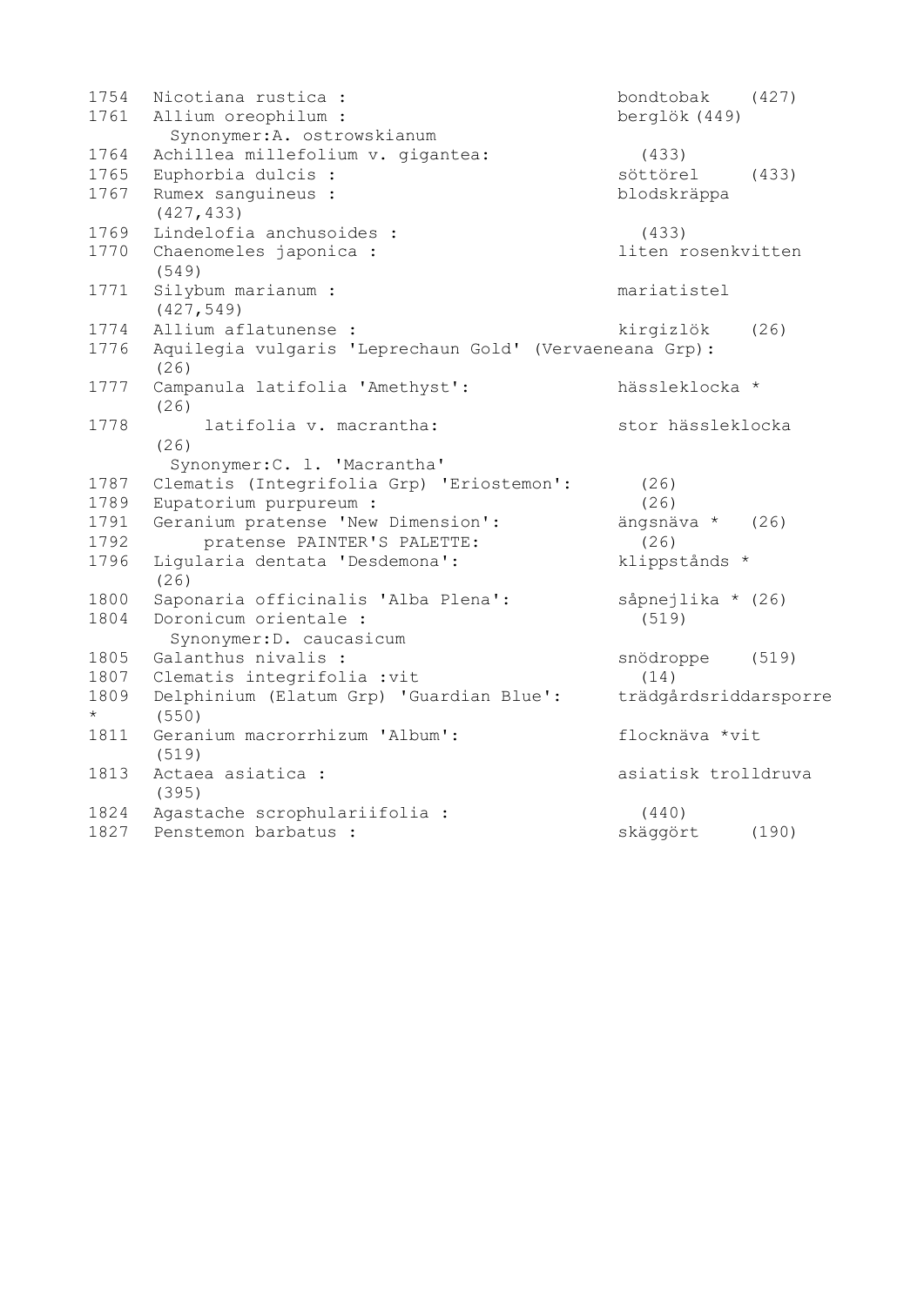| | | |
|---|---|---|
| 1754 | Nicotiana rustica : | bondtobak (427) |
| 1761 | Allium oreophilum :<br>Synonymer:A. ostrowskianum | berglök (449) |
| 1764 | Achillea millefolium v. gigantea: | (433) |
| 1765 | Euphorbia dulcis : | söttörel (433) |
| 1767 | Rumex sanguineus :<br>(427,433) | blodskräppa |
| 1769 | Lindelofia anchusoides : | (433) |
| 1770 | Chaenomeles japonica :<br>(549) | liten rosenkvitten |
| 1771 | Silybum marianum :<br>(427,549) | mariatistel |
| 1774 | Allium aflatunense : | kirgizlök (26) |
| 1776 | Aquilegia vulgaris 'Leprechaun Gold' (Vervaeneana Grp):<br>(26) | |
| 1777 | Campanula latifolia 'Amethyst':<br>(26) | hässleklocka * |
| 1778 | latifolia v. macrantha:<br>(26)<br>Synonymer:C. l. 'Macrantha' | stor hässleklocka |
| 1787 | Clematis (Integrifolia Grp) 'Eriostemon': | (26) |
| 1789 | Eupatorium purpureum : | (26) |
| 1791 | Geranium pratense 'New Dimension': | ängsnäva * (26) |
| 1792 | pratense PAINTER'S PALETTE: | (26) |
| 1796 | Ligularia dentata 'Desdemona':<br>(26) | klippstånds * |
| 1800 | Saponaria officinalis 'Alba Plena': | såpnejlika * (26) |
| 1804 | Doronicum orientale :<br>Synonymer:D. caucasicum | (519) |
| 1805 | Galanthus nivalis : | snödroppe (519) |
| 1807 | Clematis integrifolia :vit | (14) |
| 1809 * | Delphinium (Elatum Grp) 'Guardian Blue':<br>(550) | trädgårdsriddarsporre |
| 1811 | Geranium macrorrhizum 'Album':<br>(519) | flocknäva *vit |
| 1813 | Actaea asiatica :<br>(395) | asiatisk trolldruva |
| 1824 | Agastache scrophulariifolia : | (440) |
| 1827 | Penstemon barbatus : | skäggört (190) |